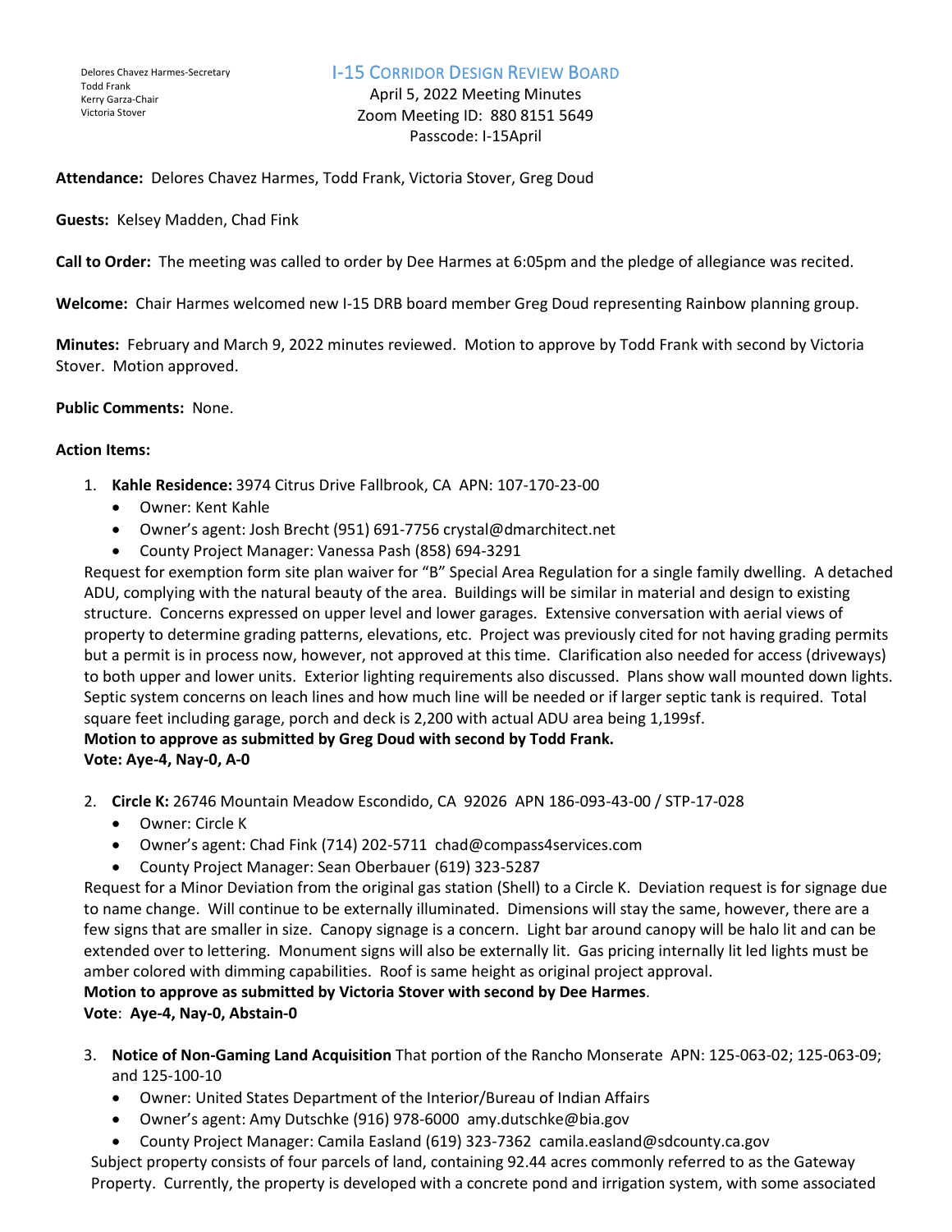Delores Chavez Harmes-Secretary
Todd Frank
Kerry Garza-Chair
Victoria Stover

# I-15 Corridor Design Review Board

April 5, 2022 Meeting Minutes
Zoom Meeting ID: 880 8151 5649
Passcode: I-15April

**Attendance:** Delores Chavez Harmes, Todd Frank, Victoria Stover, Greg Doud

**Guests:** Kelsey Madden, Chad Fink

**Call to Order:** The meeting was called to order by Dee Harmes at 6:05pm and the pledge of allegiance was recited.

**Welcome:** Chair Harmes welcomed new I-15 DRB board member Greg Doud representing Rainbow planning group.

**Minutes:** February and March 9, 2022 minutes reviewed. Motion to approve by Todd Frank with second by Victoria Stover. Motion approved.

**Public Comments:** None.

**Action Items:**

1. **Kahle Residence:** 3974 Citrus Drive Fallbrook, CA APN: 107-170-23-00
   - Owner: Kent Kahle
   - Owner's agent: Josh Brecht (951) 691-7756 crystal@dmarchitect.net
   - County Project Manager: Vanessa Pash (858) 694-3291

   Request for exemption form site plan waiver for "B" Special Area Regulation for a single family dwelling. A detached ADU, complying with the natural beauty of the area. Buildings will be similar in material and design to existing structure. Concerns expressed on upper level and lower garages. Extensive conversation with aerial views of property to determine grading patterns, elevations, etc. Project was previously cited for not having grading permits but a permit is in process now, however, not approved at this time. Clarification also needed for access (driveways) to both upper and lower units. Exterior lighting requirements also discussed. Plans show wall mounted down lights. Septic system concerns on leach lines and how much line will be needed or if larger septic tank is required. Total square feet including garage, porch and deck is 2,200 with actual ADU area being 1,199sf.

   **Motion to approve as submitted by Greg Doud with second by Todd Frank.**
   **Vote: Aye-4, Nay-0, A-0**

2. **Circle K:** 26746 Mountain Meadow Escondido, CA 92026 APN 186-093-43-00 / STP-17-028
   - Owner: Circle K
   - Owner's agent: Chad Fink (714) 202-5711 chad@compass4services.com
   - County Project Manager: Sean Oberbauer (619) 323-5287

   Request for a Minor Deviation from the original gas station (Shell) to a Circle K. Deviation request is for signage due to name change. Will continue to be externally illuminated. Dimensions will stay the same, however, there are a few signs that are smaller in size. Canopy signage is a concern. Light bar around canopy will be halo lit and can be extended over to lettering. Monument signs will also be externally lit. Gas pricing internally lit led lights must be amber colored with dimming capabilities. Roof is same height as original project approval.

   **Motion to approve as submitted by Victoria Stover with second by Dee Harmes**.
   **Vote**: **Aye-4, Nay-0, Abstain-0**

3. **Notice of Non-Gaming Land Acquisition** That portion of the Rancho Monserate APN: 125-063-02; 125-063-09; and 125-100-10
   - Owner: United States Department of the Interior/Bureau of Indian Affairs
   - Owner's agent: Amy Dutschke (916) 978-6000 amy.dutschke@bia.gov
   - County Project Manager: Camila Easland (619) 323-7362 camila.easland@sdcounty.ca.gov

   Subject property consists of four parcels of land, containing 92.44 acres commonly referred to as the Gateway Property. Currently, the property is developed with a concrete pond and irrigation system, with some associated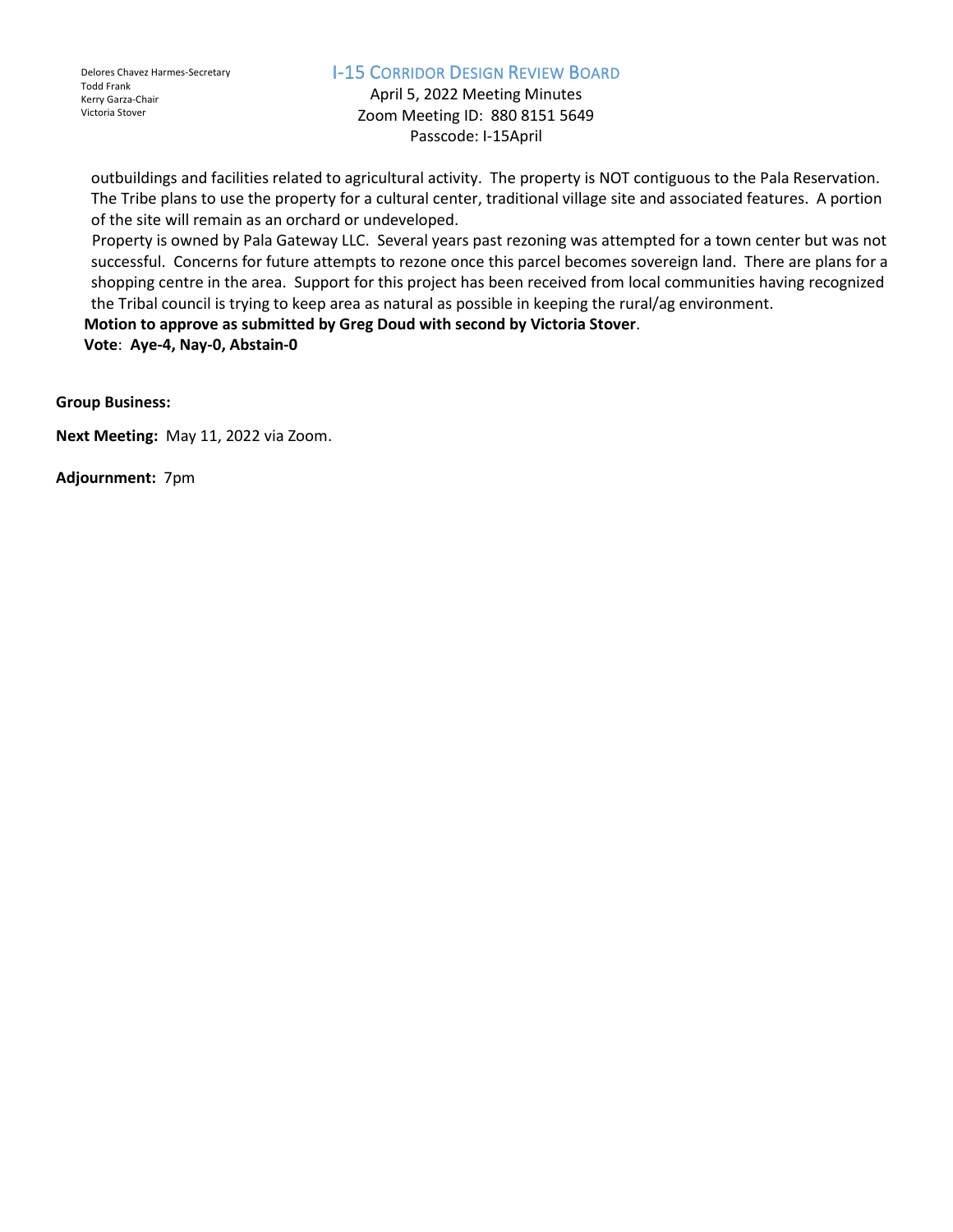outbuildings and facilities related to agricultural activity. The property is NOT contiguous to the Pala Reservation. The Tribe plans to use the property for a cultural center, traditional village site and associated features. A portion of the site will remain as an orchard or undeveloped.

Property is owned by Pala Gateway LLC. Several years past rezoning was attempted for a town center but was not successful. Concerns for future attempts to rezone once this parcel becomes sovereign land. There are plans for a shopping centre in the area. Support for this project has been received from local communities having recognized the Tribal council is trying to keep area as natural as possible in keeping the rural/ag environment.

**Motion to approve as submitted by Greg Doud with second by Victoria Stover**.

**Vote**: **Aye-4, Nay-0, Abstain-0**

**Group Business:**

**Next Meeting:** May 11, 2022 via Zoom.

**Adjournment:** 7pm